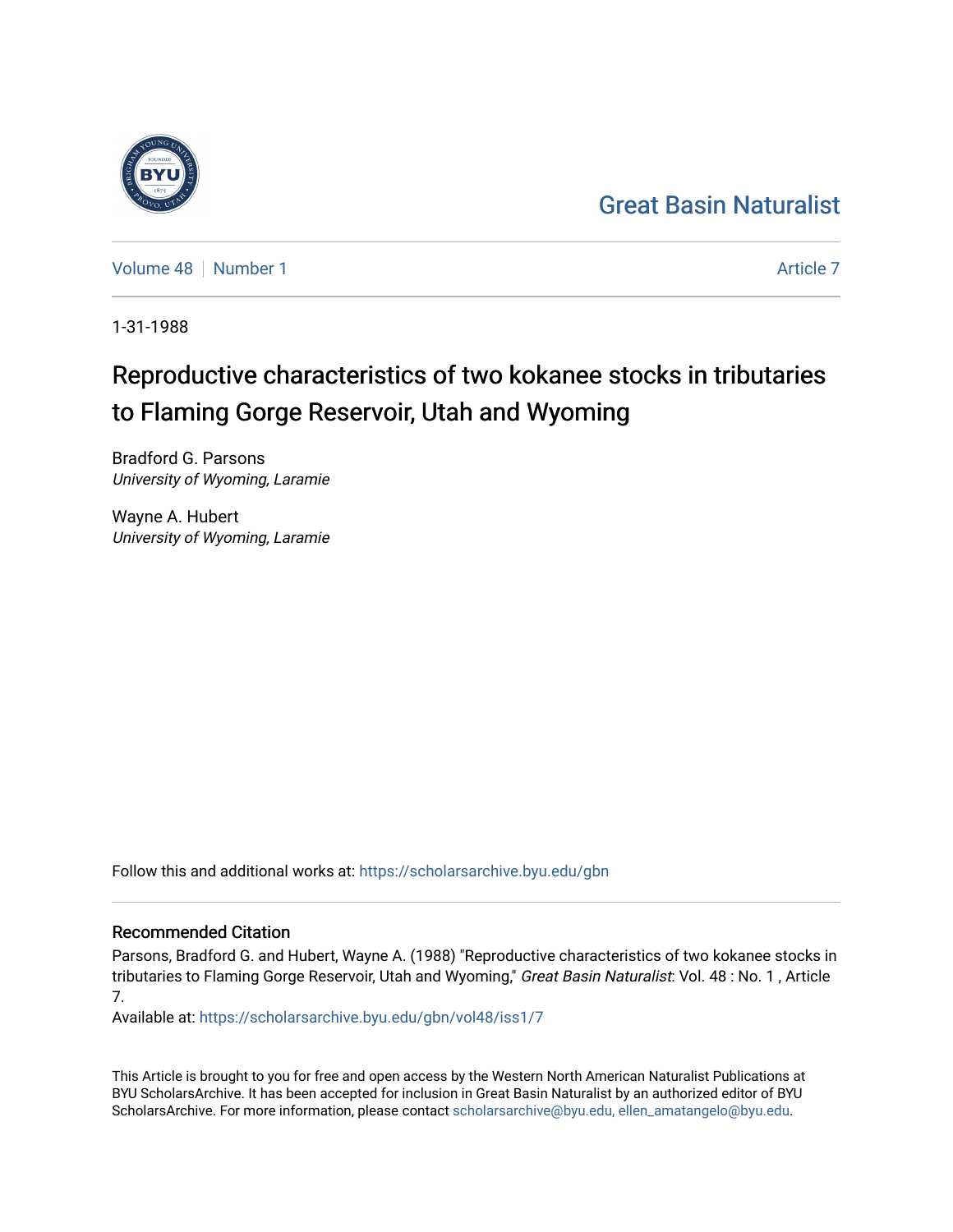Great Basin Naturalist

Volume 48 | Number 1

Article 7

1-31-1988

# Reproductive characteristics of two kokanee stocks in tributaries to Flaming Gorge Reservoir, Utah and Wyoming

Bradford G. Parsons
*University of Wyoming, Laramie*

Wayne A. Hubert
*University of Wyoming, Laramie*

Follow this and additional works at: https://scholarsarchive.byu.edu/gbn

## Recommended Citation

Parsons, Bradford G. and Hubert, Wayne A. (1988) "Reproductive characteristics of two kokanee stocks in tributaries to Flaming Gorge Reservoir, Utah and Wyoming," *Great Basin Naturalist*: Vol. 48 : No. 1 , Article 7.

Available at: https://scholarsarchive.byu.edu/gbn/vol48/iss1/7

This Article is brought to you for free and open access by the Western North American Naturalist Publications at BYU ScholarsArchive. It has been accepted for inclusion in Great Basin Naturalist by an authorized editor of BYU ScholarsArchive. For more information, please contact scholarsarchive@byu.edu, ellen_amatangelo@byu.edu.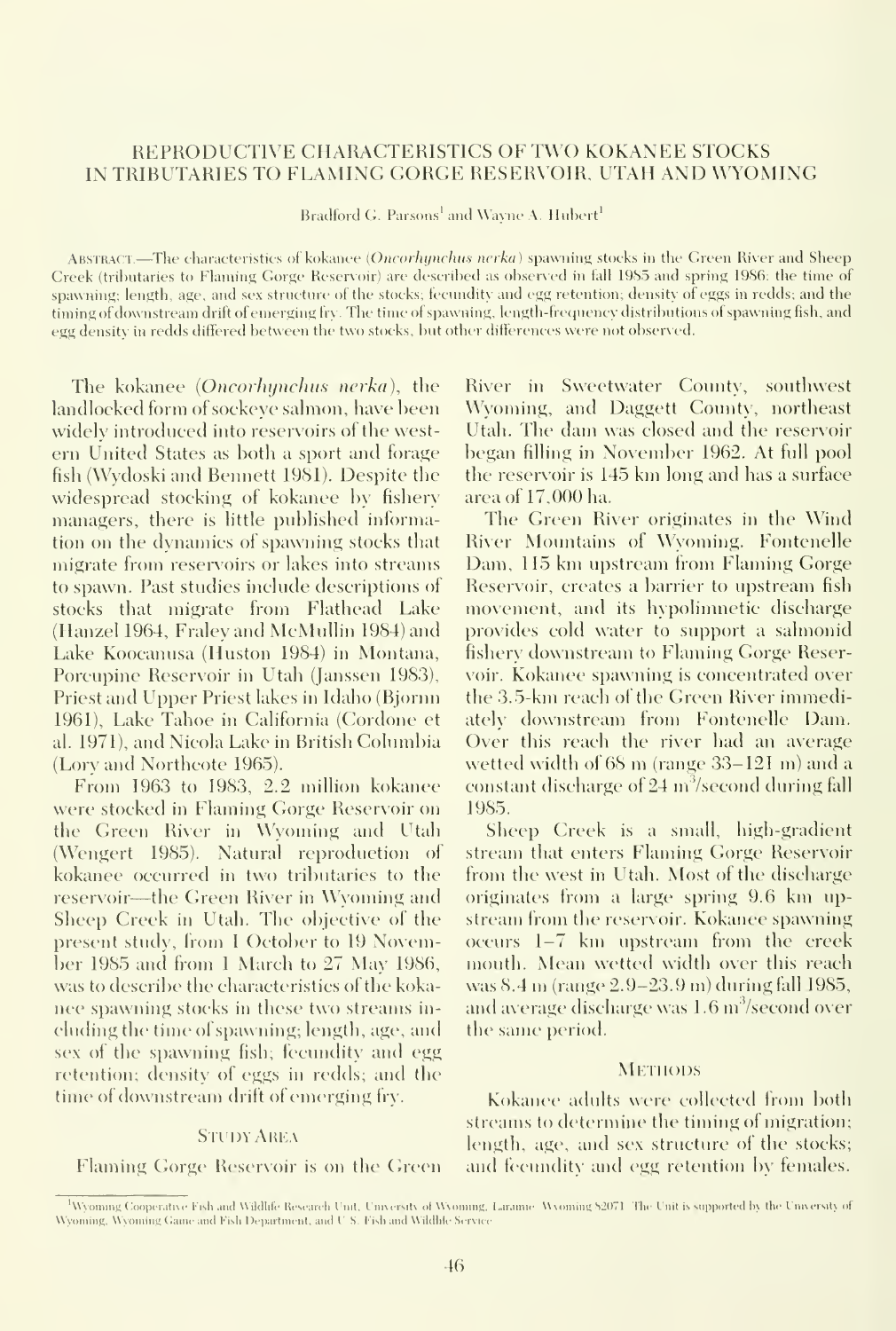# REPRODUCTIVE CHARACTERISTICS OF TWO KOKANEE STOCKS IN TRIBUTARIES TO FLAMING GORGE RESERVOIR, UTAH AND WYOMING

Bradford G. Parsons[1] and Wayne A. Hubert[1]

ABSTRACT.—The characteristics of kokanee (*Oncorhynchus nerka*) spawning stocks in the Green River and Sheep Creek (tributaries to Flaming Gorge Reservoir) are described as observed in fall 1985 and spring 1986: the time of spawning; length, age, and sex structure of the stocks; fecundity and egg retention; density of eggs in redds; and the timing of downstream drift of emerging fry. The time of spawning, length-frequency distributions of spawning fish, and egg density in redds differed between the two stocks, but other differences were not observed.

The kokanee (*Oncorhynchus nerka*), the landlocked form of sockeye salmon, have been widely introduced into reservoirs of the western United States as both a sport and forage fish (Wydoski and Bennett 1981). Despite the widespread stocking of kokanee by fishery managers, there is little published information on the dynamics of spawning stocks that migrate from reservoirs or lakes into streams to spawn. Past studies include descriptions of stocks that migrate from Flathead Lake (Hanzel 1964, Fraley and McMullin 1984) and Lake Koocanusa (Huston 1984) in Montana, Porcupine Reservoir in Utah (Janssen 1983), Priest and Upper Priest lakes in Idaho (Bjornn 1961), Lake Tahoe in California (Cordone et al. 1971), and Nicola Lake in British Columbia (Lory and Northcote 1965).

From 1963 to 1983, 2.2 million kokanee were stocked in Flaming Gorge Reservoir on the Green River in Wyoming and Utah (Wengert 1985). Natural reproduction of kokanee occurred in two tributaries to the reservoir—the Green River in Wyoming and Sheep Creek in Utah. The objective of the present study, from 1 October to 19 November 1985 and from 1 March to 27 May 1986, was to describe the characteristics of the kokanee spawning stocks in these two streams including the time of spawning; length, age, and sex of the spawning fish; fecundity and egg retention; density of eggs in redds; and the time of downstream drift of emerging fry.

## Study Area

Flaming Gorge Reservoir is on the Green River in Sweetwater County, southwest Wyoming, and Daggett County, northeast Utah. The dam was closed and the reservoir began filling in November 1962. At full pool the reservoir is 145 km long and has a surface area of 17,000 ha.

The Green River originates in the Wind River Mountains of Wyoming. Fontenelle Dam, 115 km upstream from Flaming Gorge Reservoir, creates a barrier to upstream fish movement, and its hypolimnetic discharge provides cold water to support a salmonid fishery downstream to Flaming Gorge Reservoir. Kokanee spawning is concentrated over the 3.5-km reach of the Green River immediately downstream from Fontenelle Dam. Over this reach the river had an average wetted width of 68 m (range 33–121 m) and a constant discharge of 24 $m^3$/second during fall 1985.

Sheep Creek is a small, high-gradient stream that enters Flaming Gorge Reservoir from the west in Utah. Most of the discharge originates from a large spring 9.6 km upstream from the reservoir. Kokanee spawning occurs 1–7 km upstream from the creek mouth. Mean wetted width over this reach was 8.4 m (range 2.9–23.9 m) during fall 1985, and average discharge was 1.6 $m^3$/second over the same period.

## Methods

Kokanee adults were collected from both streams to determine the timing of migration; length, age, and sex structure of the stocks; and fecundity and egg retention by females.

[1]Wyoming Cooperative Fish and Wildlife Research Unit, University of Wyoming, Laramie, Wyoming 82071. The Unit is supported by the University of Wyoming, Wyoming Game and Fish Department, and U.S. Fish and Wildlife Service.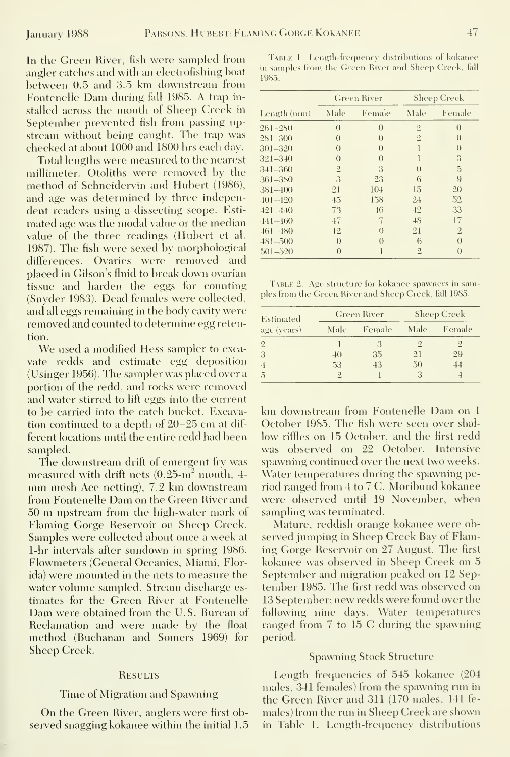In the Green River, fish were sampled from angler catches and with an electrofishing boat between 0.5 and 3.5 km downstream from Fontenelle Dam during fall 1985. A trap installed across the mouth of Sheep Creek in September prevented fish from passing upstream without being caught. The trap was checked at about 1000 and 1800 hrs each day.

Total lengths were measured to the nearest millimeter. Otoliths were removed by the method of Schneidervin and Hubert (1986), and age was determined by three independent readers using a dissecting scope. Estimated age was the modal value or the median value of the three readings (Hubert et al. 1987). The fish were sexed by morphological differences. Ovaries were removed and placed in Gilson's fluid to break down ovarian tissue and harden the eggs for counting (Snyder 1983). Dead females were collected, and all eggs remaining in the body cavity were removed and counted to determine egg retention.

We used a modified Hess sampler to excavate redds and estimate egg deposition (Usinger 1956). The sampler was placed over a portion of the redd, and rocks were removed and water stirred to lift eggs into the current to be carried into the catch bucket. Excavation continued to a depth of 20–25 cm at different locations until the entire redd had been sampled.

The downstream drift of emergent fry was measured with drift nets (0.25-$m^2$ mouth, 4-mm mesh Ace netting), 7.2 km downstream from Fontenelle Dam on the Green River and 50 m upstream from the high-water mark of Flaming Gorge Reservoir on Sheep Creek. Samples were collected about once a week at 1-hr intervals after sundown in spring 1986. Flowmeters (General Oceanics, Miami, Florida) were mounted in the nets to measure the water volume sampled. Stream discharge estimates for the Green River at Fontenelle Dam were obtained from the U.S. Bureau of Reclamation and were made by the float method (Buchanan and Somers 1969) for Sheep Creek.

## Results

### Time of Migration and Spawning

On the Green River, anglers were first observed snagging kokanee within the initial 1.5 km downstream from Fontenelle Dam on 1 October 1985. The fish were seen over shallow riffles on 15 October, and the first redd was observed on 22 October. Intensive spawning continued over the next two weeks. Water temperatures during the spawning period ranged from 4 to 7 C. Moribund kokanee were observed until 19 November, when sampling was terminated.

Mature, reddish orange kokanee were observed jumping in Sheep Creek Bay of Flaming Gorge Reservoir on 27 August. The first kokanee was observed in Sheep Creek on 5 September and migration peaked on 12 September 1985. The first redd was observed on 13 September; new redds were found over the following nine days. Water temperatures ranged from 7 to 15 C during the spawning period.

### Spawning Stock Structure

Length frequencies of 545 kokanee (204 males, 341 females) from the spawning run in the Green River and 311 (170 males, 141 females) from the run in Sheep Creek are shown in Table 1. Length-frequency distributions

Table 1. Length-frequency distributions of kokanee in samples from the Green River and Sheep Creek, fall 1985.

| Length (mm) | Green River | | Sheep Creek | |
|---|---|---|---|---|
| | Male | Female | Male | Female |
| 261–280 | 0 | 0 | 2 | 0 |
| 281–300 | 0 | 0 | 2 | 0 |
| 301–320 | 0 | 0 | 1 | 0 |
| 321–340 | 0 | 0 | 1 | 3 |
| 341–360 | 2 | 3 | 0 | 5 |
| 361–380 | 3 | 23 | 6 | 9 |
| 381–400 | 21 | 104 | 15 | 20 |
| 401–420 | 45 | 158 | 24 | 52 |
| 421–440 | 73 | 46 | 42 | 33 |
| 441–460 | 47 | 7 | 48 | 17 |
| 461–480 | 12 | 0 | 21 | 2 |
| 481–500 | 0 | 0 | 6 | 0 |
| 501–520 | 0 | 1 | 2 | 0 |

Table 2. Age structure for kokanee spawners in samples from the Green River and Sheep Creek, fall 1985.

| Estimated age (years) | Green River | | Sheep Creek | |
|---|---|---|---|---|
| | Male | Female | Male | Female |
| 2 | 1 | 3 | 2 | 2 |
| 3 | 40 | 35 | 21 | 29 |
| 4 | 53 | 43 | 50 | 44 |
| 5 | 2 | 1 | 3 | 4 |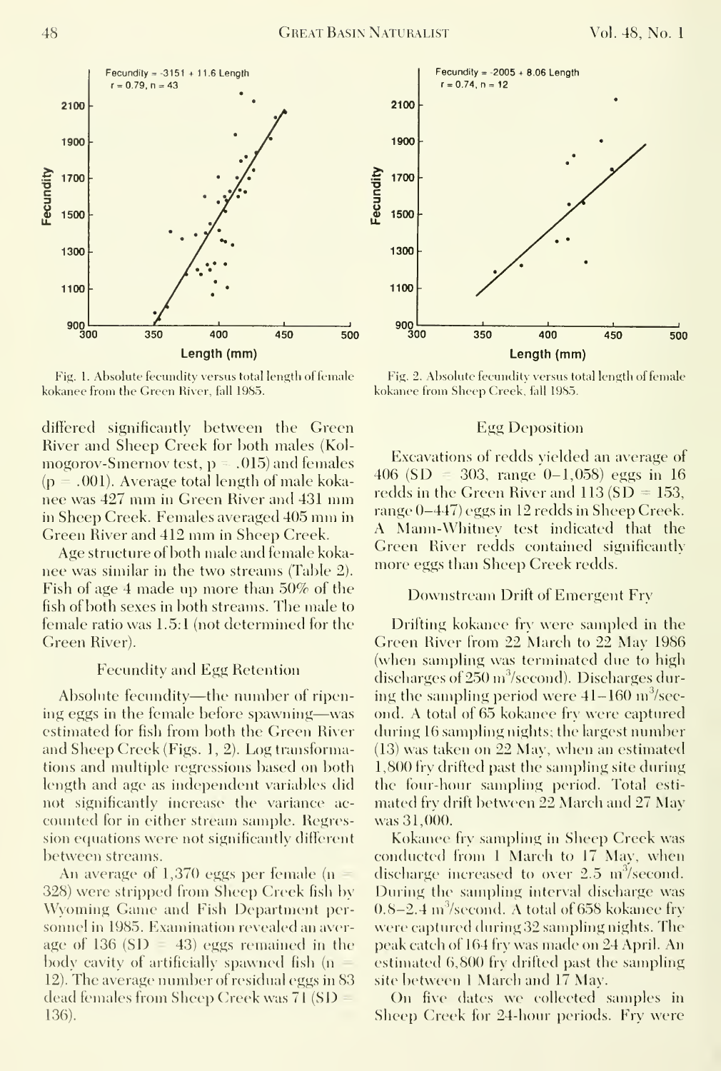Fig. 1. Absolute fecundity versus total length of female kokanee from the Green River, fall 1985.

Fig. 2. Absolute fecundity versus total length of female kokanee from Sheep Creek, fall 1985.

differed significantly between the Green River and Sheep Creek for both males (Kolmogorov-Smernov test, $p = .015$) and females ($p = .001$). Average total length of male kokanee was 427 mm in Green River and 431 mm in Sheep Creek. Females averaged 405 mm in Green River and 412 mm in Sheep Creek.

Age structure of both male and female kokanee was similar in the two streams (Table 2). Fish of age 4 made up more than 50% of the fish of both sexes in both streams. The male to female ratio was 1.5:1 (not determined for the Green River).

## Fecundity and Egg Retention

Absolute fecundity—the number of ripening eggs in the female before spawning—was estimated for fish from both the Green River and Sheep Creek (Figs. 1, 2). Log transformations and multiple regressions based on both length and age as independent variables did not significantly increase the variance accounted for in either stream sample. Regression equations were not significantly different between streams.

An average of 1,370 eggs per female ($n = 328$) were stripped from Sheep Creek fish by Wyoming Game and Fish Department personnel in 1985. Examination revealed an average of 136 ($SD = 43$) eggs remained in the body cavity of artificially spawned fish ($n = 12$). The average number of residual eggs in 83 dead females from Sheep Creek was 71 ($SD = 136$).

## Egg Deposition

Excavations of redds yielded an average of 406 ($SD = 303$, range 0–1,058) eggs in 16 redds in the Green River and 113 ($SD = 153$, range 0–447) eggs in 12 redds in Sheep Creek. A Mann-Whitney test indicated that the Green River redds contained significantly more eggs than Sheep Creek redds.

## Downstream Drift of Emergent Fry

Drifting kokanee fry were sampled in the Green River from 22 March to 22 May 1986 (when sampling was terminated due to high discharges of 250 $m^3$/second). Discharges during the sampling period were 41–160 $m^3$/second. A total of 65 kokanee fry were captured during 16 sampling nights; the largest number (13) was taken on 22 May, when an estimated 1,800 fry drifted past the sampling site during the four-hour sampling period. Total estimated fry drift between 22 March and 27 May was 31,000.

Kokanee fry sampling in Sheep Creek was conducted from 1 March to 17 May, when discharge increased to over 2.5 $m^3$/second. During the sampling interval discharge was 0.8–2.4 $m^3$/second. A total of 658 kokanee fry were captured during 32 sampling nights. The peak catch of 164 fry was made on 24 April. An estimated 6,800 fry drifted past the sampling site between 1 March and 17 May.

On five dates we collected samples in Sheep Creek for 24-hour periods. Fry were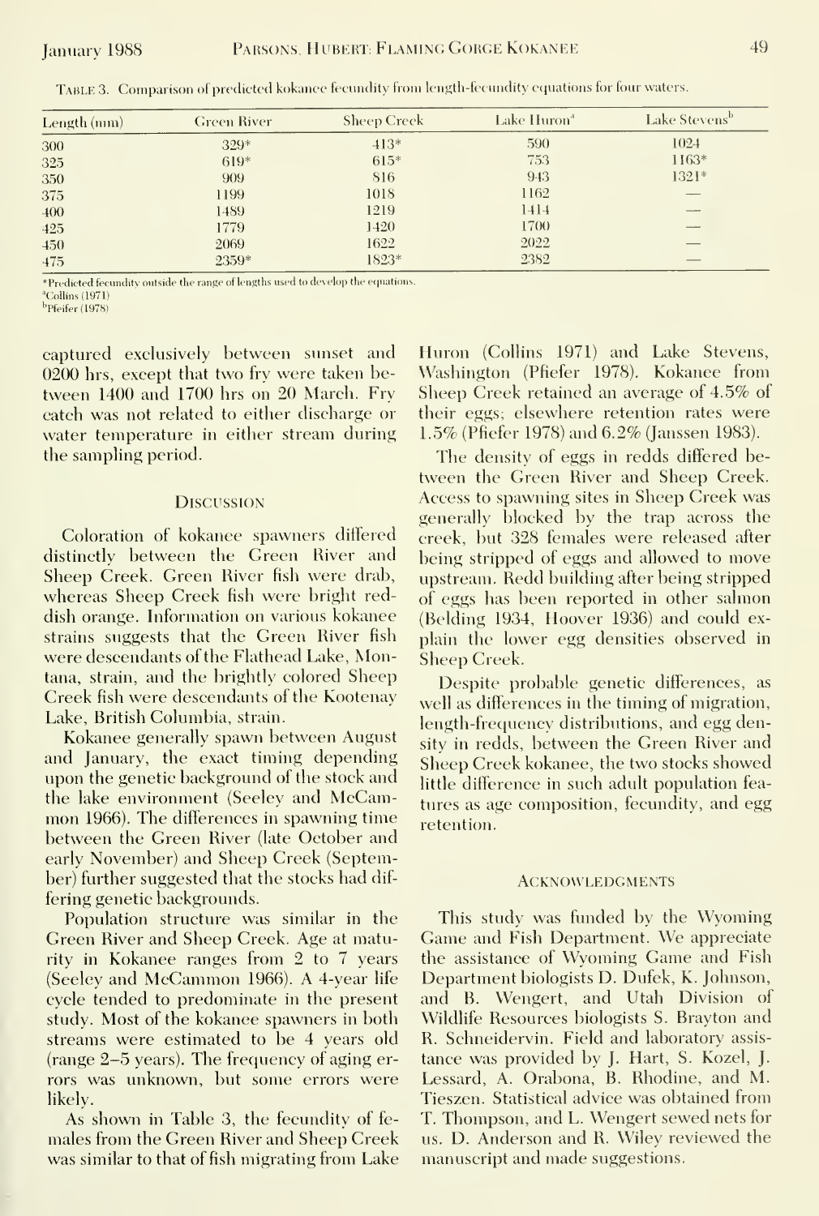Table 3. Comparison of predicted kokanee fecundity from length-fecundity equations for four waters.

| Length (mm) | Green River | Sheep Creek | Lake Huron[a] | Lake Stevens[b] |
|---|---|---|---|---|
| 300 | 329* | 413* | 590 | 1024 |
| 325 | 619* | 615* | 753 | 1163* |
| 350 | 909 | 816 | 943 | 1321* |
| 375 | 1199 | 1018 | 1162 | — |
| 400 | 1489 | 1219 | 1414 | — |
| 425 | 1779 | 1420 | 1700 | — |
| 450 | 2069 | 1622 | 2022 | — |
| 475 | 2359* | 1823* | 2382 | — |

*Predicted fecundity outside the range of lengths used to develop the equations.
[a]Collins (1971)
[b]Pfeifer (1978)

captured exclusively between sunset and 0200 hrs, except that two fry were taken between 1400 and 1700 hrs on 20 March. Fry catch was not related to either discharge or water temperature in either stream during the sampling period.

## Discussion

Coloration of kokanee spawners differed distinctly between the Green River and Sheep Creek. Green River fish were drab, whereas Sheep Creek fish were bright reddish orange. Information on various kokanee strains suggests that the Green River fish were descendants of the Flathead Lake, Montana, strain, and the brightly colored Sheep Creek fish were descendants of the Kootenay Lake, British Columbia, strain.

Kokanee generally spawn between August and January, the exact timing depending upon the genetic background of the stock and the lake environment (Seeley and McCammon 1966). The differences in spawning time between the Green River (late October and early November) and Sheep Creek (September) further suggested that the stocks had differing genetic backgrounds.

Population structure was similar in the Green River and Sheep Creek. Age at maturity in Kokanee ranges from 2 to 7 years (Seeley and McCammon 1966). A 4-year life cycle tended to predominate in the present study. Most of the kokanee spawners in both streams were estimated to be 4 years old (range 2–5 years). The frequency of aging errors was unknown, but some errors were likely.

As shown in Table 3, the fecundity of females from the Green River and Sheep Creek was similar to that of fish migrating from Lake Huron (Collins 1971) and Lake Stevens, Washington (Pfiefer 1978). Kokanee from Sheep Creek retained an average of 4.5% of their eggs; elsewhere retention rates were 1.5% (Pfiefer 1978) and 6.2% (Janssen 1983).

The density of eggs in redds differed between the Green River and Sheep Creek. Access to spawning sites in Sheep Creek was generally blocked by the trap across the creek, but 328 females were released after being stripped of eggs and allowed to move upstream. Redd building after being stripped of eggs has been reported in other salmon (Belding 1934, Hoover 1936) and could explain the lower egg densities observed in Sheep Creek.

Despite probable genetic differences, as well as differences in the timing of migration, length-frequency distributions, and egg density in redds, between the Green River and Sheep Creek kokanee, the two stocks showed little difference in such adult population features as age composition, fecundity, and egg retention.

## Acknowledgments

This study was funded by the Wyoming Game and Fish Department. We appreciate the assistance of Wyoming Game and Fish Department biologists D. Dufek, K. Johnson, and B. Wengert, and Utah Division of Wildlife Resources biologists S. Brayton and R. Schneidervin. Field and laboratory assistance was provided by J. Hart, S. Kozel, J. Lessard, A. Orabona, B. Rhodine, and M. Tieszen. Statistical advice was obtained from T. Thompson, and L. Wengert sewed nets for us. D. Anderson and R. Wiley reviewed the manuscript and made suggestions.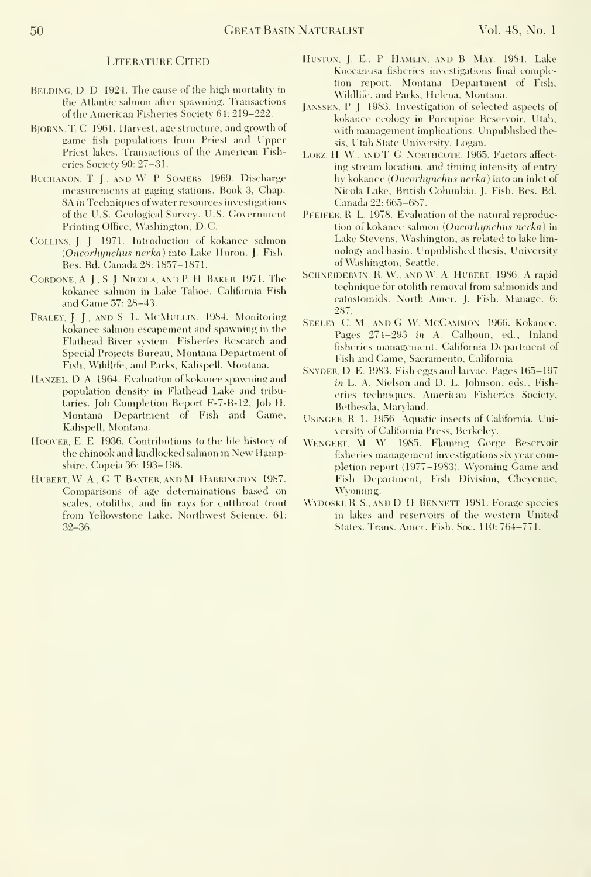## Literature Cited

Belding, D. D. 1924. The cause of the high mortality in the Atlantic salmon after spawning. Transactions of the American Fisheries Society 64: 219–222.

Bjornn, T. C. 1961. Harvest, age structure, and growth of game fish populations from Priest and Upper Priest lakes. Transactions of the American Fisheries Society 90: 27–31.

Buchanon, T. J., and W. P. Somers. 1969. Discharge measurements at gaging stations. Book 3, Chap. 8A *in* Techniques of water resources investigations of the U.S. Geological Survey. U.S. Government Printing Office, Washington, D.C.

Collins, J. J. 1971. Introduction of kokanee salmon (*Oncorhynchus nerka*) into Lake Huron. J. Fish. Res. Bd. Canada 28: 1857–1871.

Cordone, A. J., S. J. Nicola, and P. H. Baker. 1971. The kokanee salmon in Lake Tahoe. California Fish and Game 57: 28–43.

Fraley, J. J., and S. L. McMullin. 1984. Monitoring kokanee salmon escapement and spawning in the Flathead River system. Fisheries Research and Special Projects Bureau, Montana Department of Fish, Wildlife, and Parks, Kalispell, Montana.

Hanzel, D. A. 1964. Evaluation of kokanee spawning and population density in Flathead Lake and tributaries. Job Completion Report F-7-R-12, Job II. Montana Department of Fish and Game, Kalispell, Montana.

Hoover, E. E. 1936. Contributions to the life history of the chinook and landlocked salmon in New Hampshire. Copeia 36: 193–198.

Hubert, W. A., G. T. Baxter, and M. Harrington. 1987. Comparisons of age determinations based on scales, otoliths, and fin rays for cutthroat trout from Yellowstone Lake. Northwest Science. 61: 32–36.

Huston, J. E., P. Hamlin, and B. May. 1984. Lake Koocanusa fisheries investigations final completion report. Montana Department of Fish, Wildlife, and Parks, Helena, Montana.

Janssen, P. J. 1983. Investigation of selected aspects of kokanee ecology in Porcupine Reservoir, Utah, with management implications. Unpublished thesis, Utah State University, Logan.

Lorz, H. W., and T. G. Northcote. 1965. Factors affecting stream location, and timing intensity of entry by kokanee (*Oncorhynchus nerka*) into an inlet of Nicola Lake, British Columbia. J. Fish. Res. Bd. Canada 22: 665–687.

Pfeifer, R. L. 1978. Evaluation of the natural reproduction of kokanee salmon (*Oncorhynchus nerka*) in Lake Stevens, Washington, as related to lake limnology and basin. Unpublished thesis, University of Washington, Seattle.

Schneidervin, R. W., and W. A. Hubert. 1986. A rapid technique for otolith removal from salmonids and catostomids. North Amer. J. Fish. Manage. 6: 287.

Seeley, C. M., and G. W. McCammon. 1966. Kokanee. Pages 274–293 *in* A. Calhoun, ed., Inland fisheries management. California Department of Fish and Game, Sacramento, California.

Snyder, D. E. 1983. Fish eggs and larvae. Pages 165–197 *in* L. A. Nielson and D. L. Johnson, eds., Fisheries techniques. American Fisheries Society, Bethesda, Maryland.

Usinger, R. L. 1956. Aquatic insects of California. University of California Press, Berkeley.

Wengert, M. W. 1985. Flaming Gorge Reservoir fisheries management investigations six year completion report (1977–1983). Wyoming Game and Fish Department, Fish Division, Cheyenne, Wyoming.

Wydoski, R. S., and D. H. Bennett. 1981. Forage species in lakes and reservoirs of the western United States. Trans. Amer. Fish. Soc. 110: 764–771.